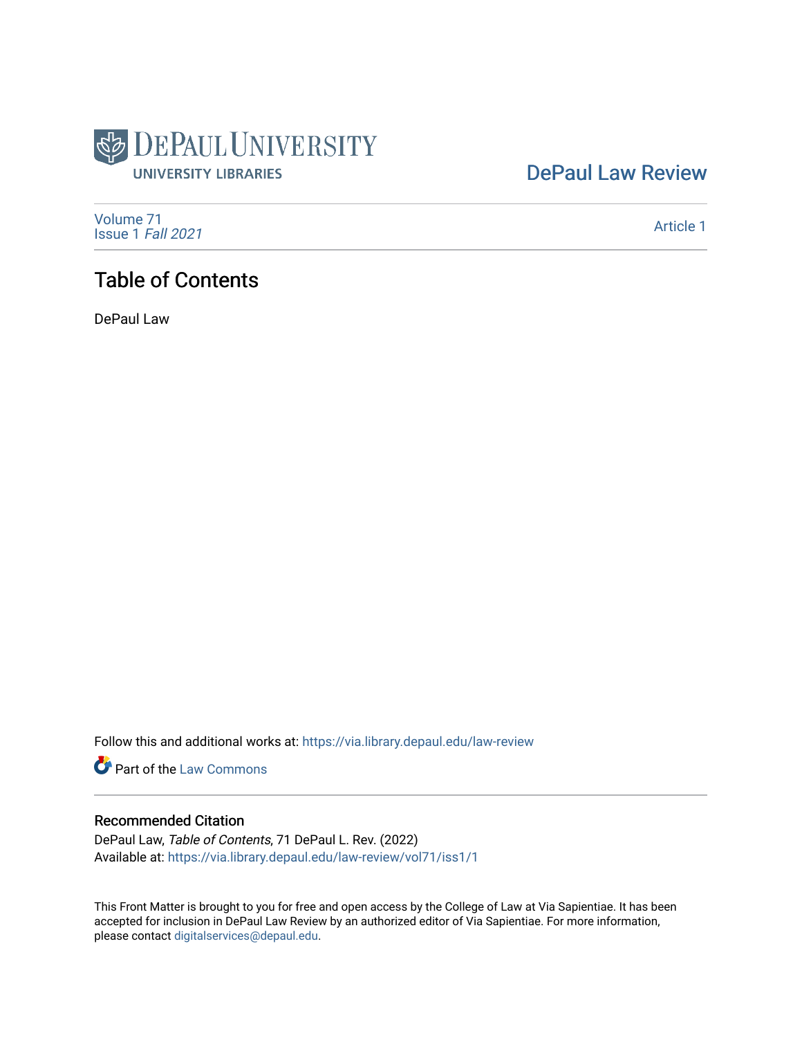DePaul University Libraries

DePaul Law Review

Volume 71
Issue 1 *Fall 2021*

Article 1

# Table of Contents

DePaul Law

Follow this and additional works at: https://via.library.depaul.edu/law-review

Part of the Law Commons

## Recommended Citation

DePaul Law, *Table of Contents*, 71 DePaul L. Rev. (2022)
Available at: https://via.library.depaul.edu/law-review/vol71/iss1/1

This Front Matter is brought to you for free and open access by the College of Law at Via Sapientiae. It has been accepted for inclusion in DePaul Law Review by an authorized editor of Via Sapientiae. For more information, please contact digitalservices@depaul.edu.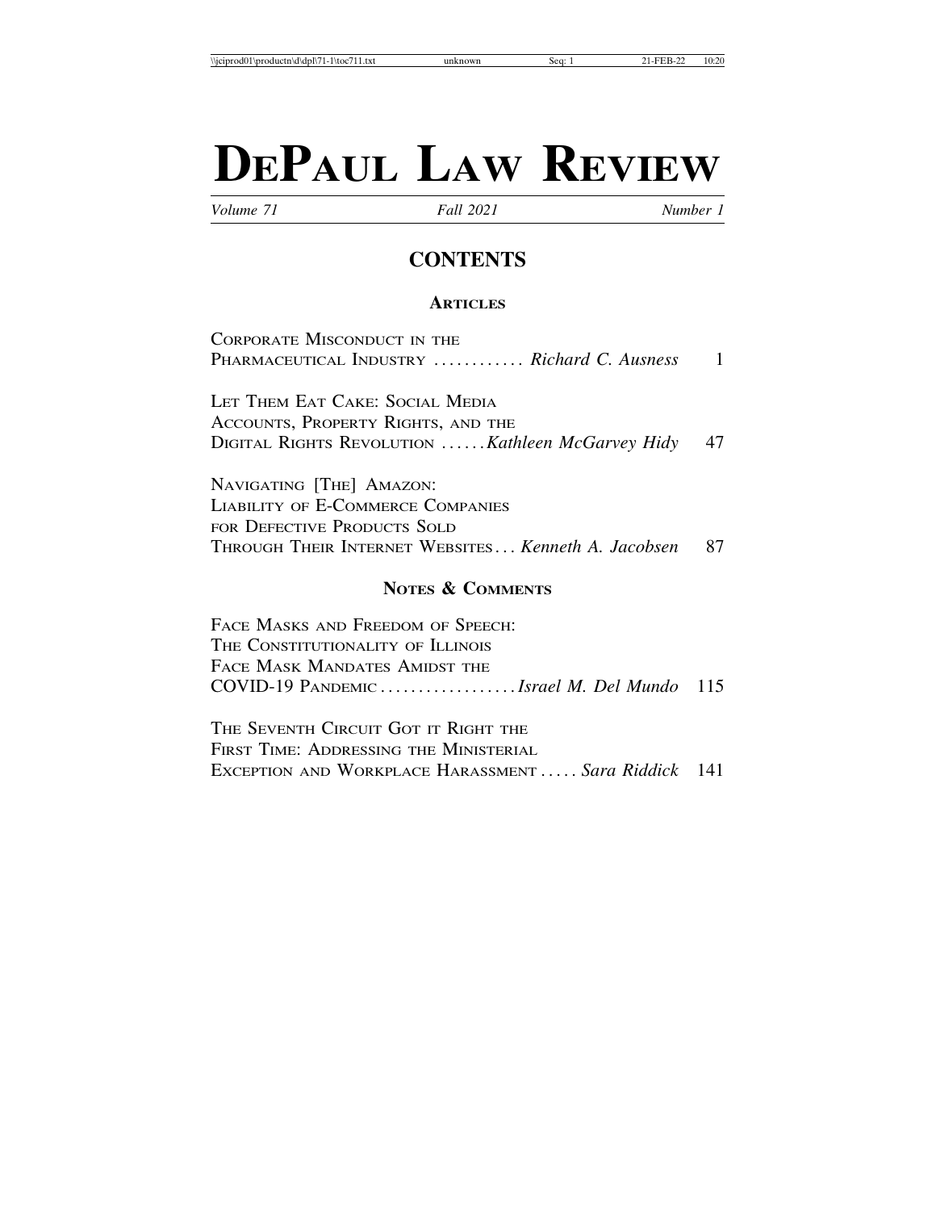# DEPAUL LAW REVIEW

*Volume 71* *Fall 2021* *Number 1*

## CONTENTS

### ARTICLES

CORPORATE MISCONDUCT IN THE PHARMACEUTICAL INDUSTRY ............ *Richard C. Ausness* 1

LET THEM EAT CAKE: SOCIAL MEDIA ACCOUNTS, PROPERTY RIGHTS, AND THE DIGITAL RIGHTS REVOLUTION ...... *Kathleen McGarvey Hidy* 47

NAVIGATING [THE] AMAZON: LIABILITY OF E-COMMERCE COMPANIES FOR DEFECTIVE PRODUCTS SOLD THROUGH THEIR INTERNET WEBSITES ... *Kenneth A. Jacobsen* 87

### NOTES & COMMENTS

FACE MASKS AND FREEDOM OF SPEECH: THE CONSTITUTIONALITY OF ILLINOIS FACE MASK MANDATES AMIDST THE COVID-19 PANDEMIC .................. *Israel M. Del Mundo* 115

THE SEVENTH CIRCUIT GOT IT RIGHT THE FIRST TIME: ADDRESSING THE MINISTERIAL EXCEPTION AND WORKPLACE HARASSMENT ..... *Sara Riddick* 141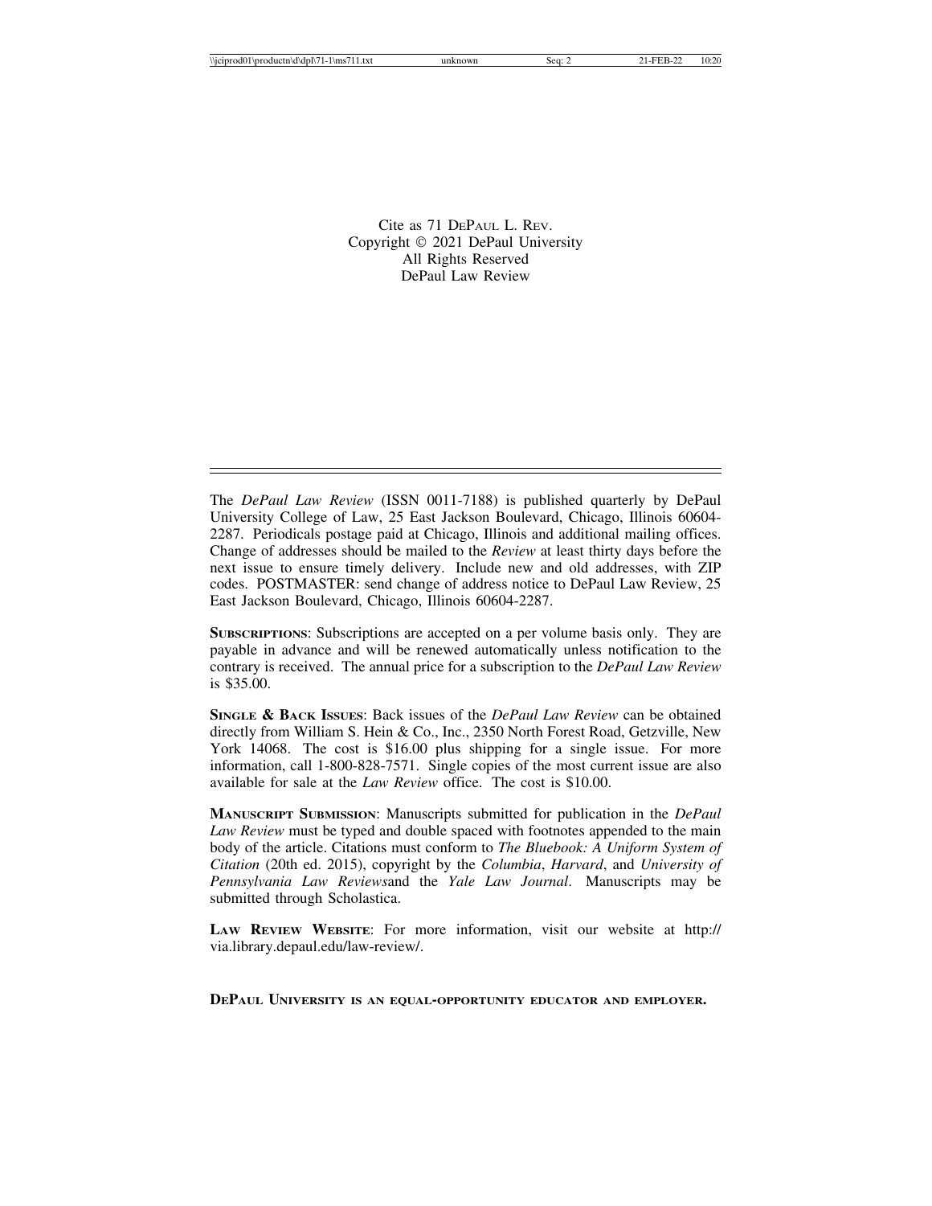Cite as 71 DePaul L. Rev.
Copyright © 2021 DePaul University
All Rights Reserved
DePaul Law Review

---

The *DePaul Law Review* (ISSN 0011-7188) is published quarterly by DePaul University College of Law, 25 East Jackson Boulevard, Chicago, Illinois 60604-2287. Periodicals postage paid at Chicago, Illinois and additional mailing offices. Change of addresses should be mailed to the *Review* at least thirty days before the next issue to ensure timely delivery. Include new and old addresses, with ZIP codes. POSTMASTER: send change of address notice to DePaul Law Review, 25 East Jackson Boulevard, Chicago, Illinois 60604-2287.

**Subscriptions**: Subscriptions are accepted on a per volume basis only. They are payable in advance and will be renewed automatically unless notification to the contrary is received. The annual price for a subscription to the *DePaul Law Review* is $35.00.

**Single & Back Issues**: Back issues of the *DePaul Law Review* can be obtained directly from William S. Hein & Co., Inc., 2350 North Forest Road, Getzville, New York 14068. The cost is $16.00 plus shipping for a single issue. For more information, call 1-800-828-7571. Single copies of the most current issue are also available for sale at the *Law Review* office. The cost is $10.00.

**Manuscript Submission**: Manuscripts submitted for publication in the *DePaul Law Review* must be typed and double spaced with footnotes appended to the main body of the article. Citations must conform to *The Bluebook: A Uniform System of Citation* (20th ed. 2015), copyright by the *Columbia*, *Harvard*, and *University of Pennsylvania Law Reviews*and the *Yale Law Journal*. Manuscripts may be submitted through Scholastica.

**Law Review Website**: For more information, visit our website at http://via.library.depaul.edu/law-review/.

**DePaul University is an equal-opportunity educator and employer.**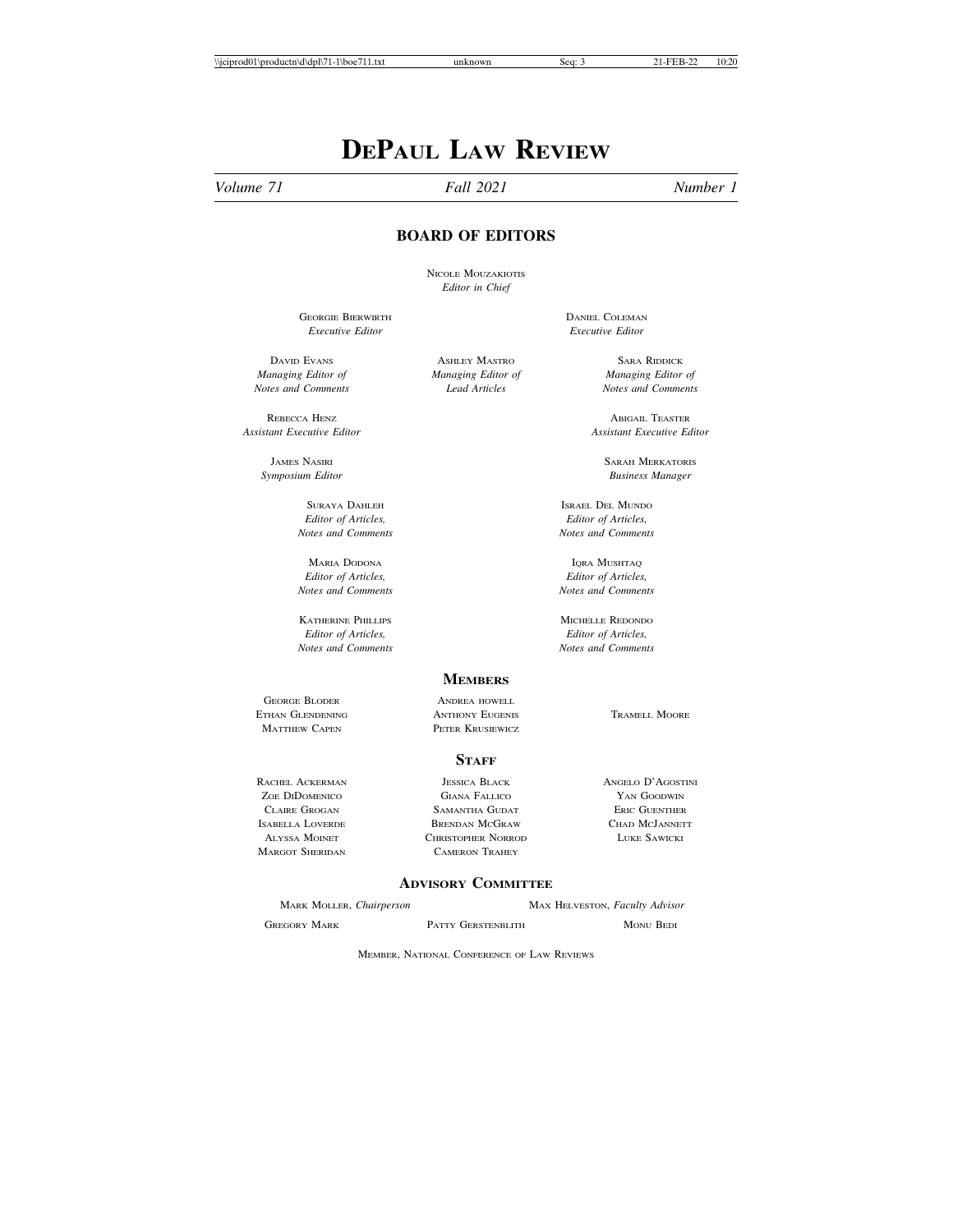# DePaul Law Review

*Volume 71* *Fall 2021* *Number 1*

## BOARD OF EDITORS

Nicole Mouzakiotis
*Editor in Chief*

Georgie Bierwirth
*Executive Editor*

Daniel Coleman
*Executive Editor*

David Evans
*Managing Editor of Notes and Comments*

Ashley Mastro
*Managing Editor of Lead Articles*

Sara Riddick
*Managing Editor of Notes and Comments*

Rebecca Henz
*Assistant Executive Editor*

Abigail Teaster
*Assistant Executive Editor*

James Nasiri
*Symposium Editor*

Sarah Merkatoris
*Business Manager*

Suraya Dahleh
*Editor of Articles, Notes and Comments*

Israel Del Mundo
*Editor of Articles, Notes and Comments*

Maria Dodona
*Editor of Articles, Notes and Comments*

Iqra Mushtaq
*Editor of Articles, Notes and Comments*

Katherine Phillips
*Editor of Articles, Notes and Comments*

Michelle Redondo
*Editor of Articles, Notes and Comments*

## Members

George Bloder
Ethan Glendening
Matthew Capen
Andrea howell
Anthony Eugenis
Peter Krusiewicz
Tramell Moore

## Staff

Rachel Ackerman
Zoe DiDomenico
Claire Grogan
Isabella Loverde
Alyssa Moinet
Margot Sheridan
Jessica Black
Giana Fallico
Samantha Gudat
Brendan McGraw
Christopher Norrod
Cameron Trahey
Angelo D'Agostini
Yan Goodwin
Eric Guenther
Chad McJannett
Luke Sawicki

## Advisory Committee

Mark Moller, *Chairperson*
Max Helveston, *Faculty Advisor*

Gregory Mark
Patty Gerstenblith
Monu Bedi

Member, National Conference of Law Reviews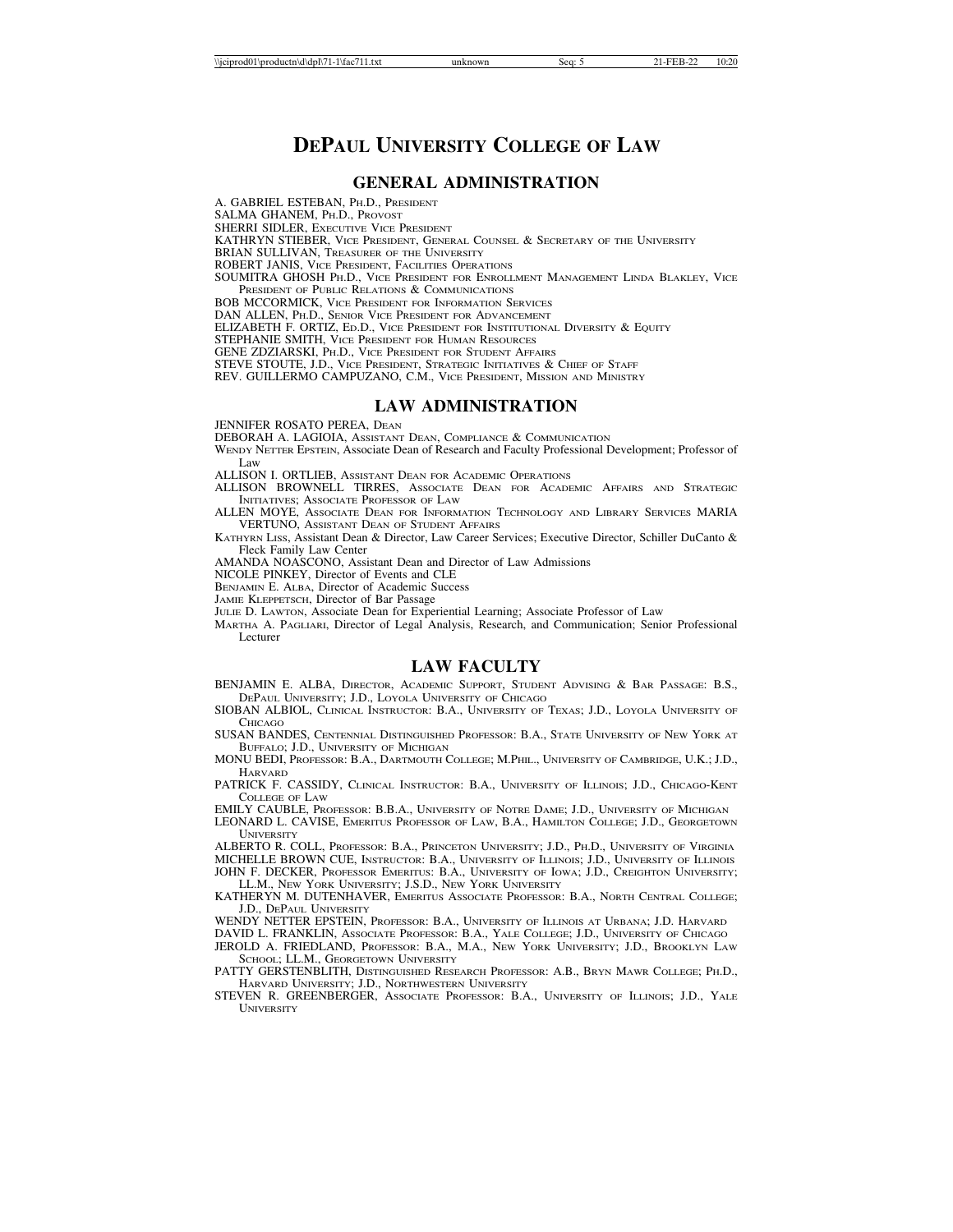# DePaul University College of Law

## General Administration

A. GABRIEL ESTEBAN, PH.D., PRESIDENT
SALMA GHANEM, PH.D., PROVOST
SHERRI SIDLER, EXECUTIVE VICE PRESIDENT
KATHRYN STIEBER, VICE PRESIDENT, GENERAL COUNSEL & SECRETARY OF THE UNIVERSITY
BRIAN SULLIVAN, TREASURER OF THE UNIVERSITY
ROBERT JANIS, VICE PRESIDENT, FACILITIES OPERATIONS
SOUMITRA GHOSH PH.D., VICE PRESIDENT FOR ENROLLMENT MANAGEMENT LINDA BLAKLEY, VICE PRESIDENT OF PUBLIC RELATIONS & COMMUNICATIONS
BOB MCCORMICK, VICE PRESIDENT FOR INFORMATION SERVICES
DAN ALLEN, PH.D., SENIOR VICE PRESIDENT FOR ADVANCEMENT
ELIZABETH F. ORTIZ, ED.D., VICE PRESIDENT FOR INSTITUTIONAL DIVERSITY & EQUITY
STEPHANIE SMITH, VICE PRESIDENT FOR HUMAN RESOURCES
GENE ZDZIARSKI, PH.D., VICE PRESIDENT FOR STUDENT AFFAIRS
STEVE STOUTE, J.D., VICE PRESIDENT, STRATEGIC INITIATIVES & CHIEF OF STAFF
REV. GUILLERMO CAMPUZANO, C.M., VICE PRESIDENT, MISSION AND MINISTRY

## Law Administration

JENNIFER ROSATO PEREA, DEAN
DEBORAH A. LAGIOIA, ASSISTANT DEAN, COMPLIANCE & COMMUNICATION
WENDY NETTER EPSTEIN, Associate Dean of Research and Faculty Professional Development; Professor of Law
ALLISON I. ORTLIEB, ASSISTANT DEAN FOR ACADEMIC OPERATIONS
ALLISON BROWNELL TIRRES, ASSOCIATE DEAN FOR ACADEMIC AFFAIRS AND STRATEGIC INITIATIVES; ASSOCIATE PROFESSOR OF LAW
ALLEN MOYE, ASSOCIATE DEAN FOR INFORMATION TECHNOLOGY AND LIBRARY SERVICES MARIA VERTUNO, ASSISTANT DEAN OF STUDENT AFFAIRS
KATHYRN LISS, Assistant Dean & Director, Law Career Services; Executive Director, Schiller DuCanto & Fleck Family Law Center
AMANDA NOASCONO, Assistant Dean and Director of Law Admissions
NICOLE PINKEY, Director of Events and CLE
BENJAMIN E. ALBA, Director of Academic Success
JAMIE KLEPPETSCH, Director of Bar Passage
JULIE D. LAWTON, Associate Dean for Experiential Learning; Associate Professor of Law
MARTHA A. PAGLIARI, Director of Legal Analysis, Research, and Communication; Senior Professional Lecturer

## Law Faculty

BENJAMIN E. ALBA, DIRECTOR, ACADEMIC SUPPORT, STUDENT ADVISING & BAR PASSAGE: B.S., DEPAUL UNIVERSITY; J.D., LOYOLA UNIVERSITY OF CHICAGO
SIOBAN ALBIOL, CLINICAL INSTRUCTOR: B.A., UNIVERSITY OF TEXAS; J.D., LOYOLA UNIVERSITY OF CHICAGO
SUSAN BANDES, CENTENNIAL DISTINGUISHED PROFESSOR: B.A., STATE UNIVERSITY OF NEW YORK AT BUFFALO; J.D., UNIVERSITY OF MICHIGAN
MONU BEDI, PROFESSOR: B.A., DARTMOUTH COLLEGE; M.PHIL., UNIVERSITY OF CAMBRIDGE, U.K.; J.D., HARVARD
PATRICK F. CASSIDY, CLINICAL INSTRUCTOR: B.A., UNIVERSITY OF ILLINOIS; J.D., CHICAGO-KENT COLLEGE OF LAW
EMILY CAUBLE, PROFESSOR: B.B.A., UNIVERSITY OF NOTRE DAME; J.D., UNIVERSITY OF MICHIGAN
LEONARD L. CAVISE, EMERITUS PROFESSOR OF LAW, B.A., HAMILTON COLLEGE; J.D., GEORGETOWN UNIVERSITY
ALBERTO R. COLL, PROFESSOR: B.A., PRINCETON UNIVERSITY; J.D., PH.D., UNIVERSITY OF VIRGINIA
MICHELLE BROWN CUE, INSTRUCTOR: B.A., UNIVERSITY OF ILLINOIS; J.D., UNIVERSITY OF ILLINOIS
JOHN F. DECKER, PROFESSOR EMERITUS: B.A., UNIVERSITY OF IOWA; J.D., CREIGHTON UNIVERSITY; LL.M., NEW YORK UNIVERSITY; J.S.D., NEW YORK UNIVERSITY
KATHERYN M. DUTENHAVER, EMERITUS ASSOCIATE PROFESSOR: B.A., NORTH CENTRAL COLLEGE; J.D., DEPAUL UNIVERSITY
WENDY NETTER EPSTEIN, PROFESSOR: B.A., UNIVERSITY OF ILLINOIS AT URBANA; J.D. HARVARD
DAVID L. FRANKLIN, ASSOCIATE PROFESSOR: B.A., YALE COLLEGE; J.D., UNIVERSITY OF CHICAGO
JEROLD A. FRIEDLAND, PROFESSOR: B.A., M.A., NEW YORK UNIVERSITY; J.D., BROOKLYN LAW SCHOOL; LL.M., GEORGETOWN UNIVERSITY
PATTY GERSTENBLITH, DISTINGUISHED RESEARCH PROFESSOR: A.B., BRYN MAWR COLLEGE; PH.D., HARVARD UNIVERSITY; J.D., NORTHWESTERN UNIVERSITY
STEVEN R. GREENBERGER, ASSOCIATE PROFESSOR: B.A., UNIVERSITY OF ILLINOIS; J.D., YALE UNIVERSITY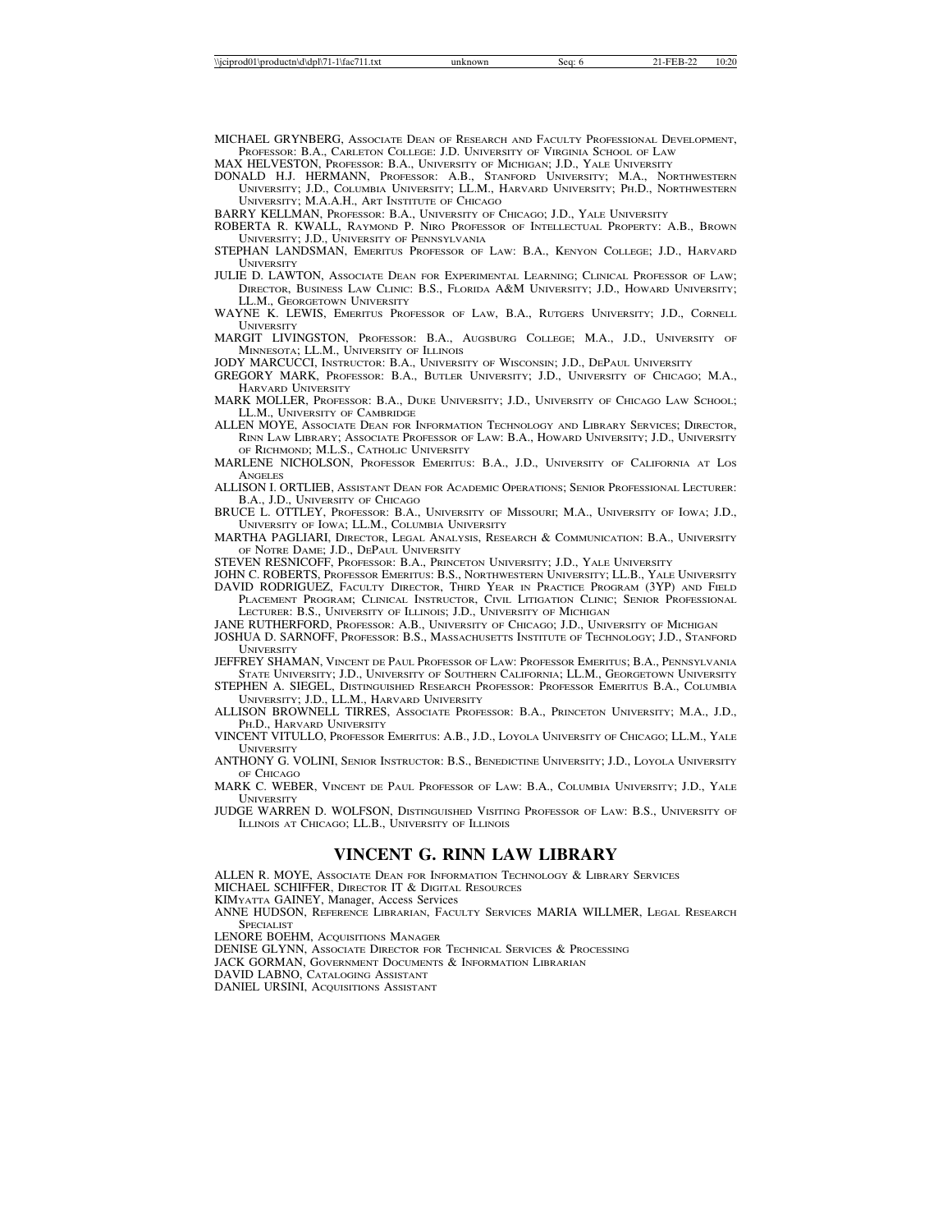MICHAEL GRYNBERG, Associate Dean of Research and Faculty Professional Development, Professor: B.A., Carleton College: J.D. University of Virginia School of Law

MAX HELVESTON, Professor: B.A., University of Michigan; J.D., Yale University

DONALD H.J. HERMANN, Professor: A.B., Stanford University; M.A., Northwestern University; J.D., Columbia University; LL.M., Harvard University; Ph.D., Northwestern University; M.A.A.H., Art Institute of Chicago

BARRY KELLMAN, Professor: B.A., University of Chicago; J.D., Yale University

ROBERTA R. KWALL, Raymond P. Niro Professor of Intellectual Property: A.B., Brown University; J.D., University of Pennsylvania

STEPHAN LANDSMAN, Emeritus Professor of Law: B.A., Kenyon College; J.D., Harvard University

JULIE D. LAWTON, Associate Dean for Experimental Learning; Clinical Professor of Law; Director, Business Law Clinic: B.S., Florida A&M University; J.D., Howard University; LL.M., Georgetown University

WAYNE K. LEWIS, Emeritus Professor of Law, B.A., Rutgers University; J.D., Cornell University

MARGIT LIVINGSTON, Professor: B.A., Augsburg College; M.A., J.D., University of Minnesota; LL.M., University of Illinois

JODY MARCUCCI, Instructor: B.A., University of Wisconsin; J.D., DePaul University

GREGORY MARK, Professor: B.A., Butler University; J.D., University of Chicago; M.A., Harvard University

MARK MOLLER, Professor: B.A., Duke University; J.D., University of Chicago Law School; LL.M., University of Cambridge

ALLEN MOYE, Associate Dean for Information Technology and Library Services; Director, Rinn Law Library; Associate Professor of Law: B.A., Howard University; J.D., University of Richmond; M.L.S., Catholic University

MARLENE NICHOLSON, Professor Emeritus: B.A., J.D., University of California at Los Angeles

ALLISON I. ORTLIEB, Assistant Dean for Academic Operations; Senior Professional Lecturer: B.A., J.D., University of Chicago

BRUCE L. OTTLEY, Professor: B.A., University of Missouri; M.A., University of Iowa; J.D., University of Iowa; LL.M., Columbia University

MARTHA PAGLIARI, Director, Legal Analysis, Research & Communication: B.A., University of Notre Dame; J.D., DePaul University

STEVEN RESNICOFF, Professor: B.A., Princeton University; J.D., Yale University

JOHN C. ROBERTS, Professor Emeritus: B.S., Northwestern University; LL.B., Yale University

DAVID RODRIGUEZ, Faculty Director, Third Year in Practice Program (3YP) and Field Placement Program; Clinical Instructor, Civil Litigation Clinic; Senior Professional Lecturer: B.S., University of Illinois; J.D., University of Michigan

JANE RUTHERFORD, Professor: A.B., University of Chicago; J.D., University of Michigan

JOSHUA D. SARNOFF, Professor: B.S., Massachusetts Institute of Technology; J.D., Stanford University

JEFFREY SHAMAN, Vincent de Paul Professor of Law: Professor Emeritus; B.A., Pennsylvania State University; J.D., University of Southern California; LL.M., Georgetown University

STEPHEN A. SIEGEL, Distinguished Research Professor: Professor Emeritus B.A., Columbia University; J.D., LL.M., Harvard University

ALLISON BROWNELL TIRRES, Associate Professor: B.A., Princeton University; M.A., J.D., Ph.D., Harvard University

VINCENT VITULLO, Professor Emeritus: A.B., J.D., Loyola University of Chicago; LL.M., Yale University

ANTHONY G. VOLINI, Senior Instructor: B.S., Benedictine University; J.D., Loyola University of Chicago

MARK C. WEBER, Vincent de Paul Professor of Law: B.A., Columbia University; J.D., Yale University

JUDGE WARREN D. WOLFSON, Distinguished Visiting Professor of Law: B.S., University of Illinois at Chicago; LL.B., University of Illinois

## VINCENT G. RINN LAW LIBRARY

ALLEN R. MOYE, Associate Dean for Information Technology & Library Services

MICHAEL SCHIFFER, Director IT & Digital Resources

KIMyatta GAINEY, Manager, Access Services

ANNE HUDSON, Reference Librarian, Faculty Services MARIA WILLMER, Legal Research Specialist

LENORE BOEHM, Acquisitions Manager

DENISE GLYNN, Associate Director for Technical Services & Processing

JACK GORMAN, Government Documents & Information Librarian

DAVID LABNO, Cataloging Assistant

DANIEL URSINI, Acquisitions Assistant